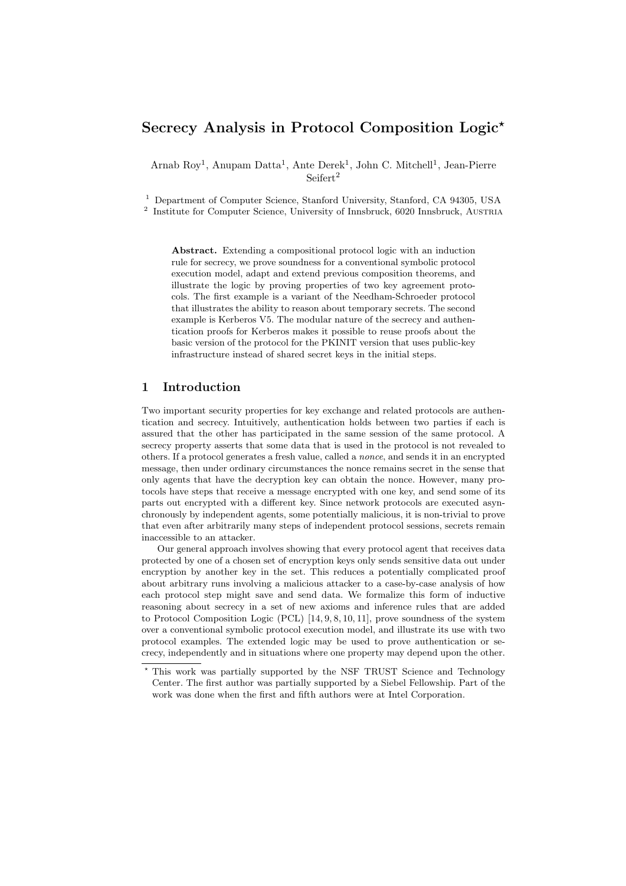# Secrecy Analysis in Protocol Composition Logic*

Arnab Roy[1], Anupam Datta[1], Ante Derek[1], John C. Mitchell[1], Jean-Pierre Seifert[2]

[1] Department of Computer Science, Stanford University, Stanford, CA 94305, USA
[2] Institute for Computer Science, University of Innsbruck, 6020 Innsbruck, Austria

**Abstract.** Extending a compositional protocol logic with an induction rule for secrecy, we prove soundness for a conventional symbolic protocol execution model, adapt and extend previous composition theorems, and illustrate the logic by proving properties of two key agreement protocols. The first example is a variant of the Needham-Schroeder protocol that illustrates the ability to reason about temporary secrets. The second example is Kerberos V5. The modular nature of the secrecy and authentication proofs for Kerberos makes it possible to reuse proofs about the basic version of the protocol for the PKINIT version that uses public-key infrastructure instead of shared secret keys in the initial steps.

## 1 Introduction

Two important security properties for key exchange and related protocols are authentication and secrecy. Intuitively, authentication holds between two parties if each is assured that the other has participated in the same session of the same protocol. A secrecy property asserts that some data that is used in the protocol is not revealed to others. If a protocol generates a fresh value, called a *nonce*, and sends it in an encrypted message, then under ordinary circumstances the nonce remains secret in the sense that only agents that have the decryption key can obtain the nonce. However, many protocols have steps that receive a message encrypted with one key, and send some of its parts out encrypted with a different key. Since network protocols are executed asynchronously by independent agents, some potentially malicious, it is non-trivial to prove that even after arbitrarily many steps of independent protocol sessions, secrets remain inaccessible to an attacker.

Our general approach involves showing that every protocol agent that receives data protected by one of a chosen set of encryption keys only sends sensitive data out under encryption by another key in the set. This reduces a potentially complicated proof about arbitrary runs involving a malicious attacker to a case-by-case analysis of how each protocol step might save and send data. We formalize this form of inductive reasoning about secrecy in a set of new axioms and inference rules that are added to Protocol Composition Logic (PCL) [14, 9, 8, 10, 11], prove soundness of the system over a conventional symbolic protocol execution model, and illustrate its use with two protocol examples. The extended logic may be used to prove authentication or secrecy, independently and in situations where one property may depend upon the other.

* This work was partially supported by the NSF TRUST Science and Technology Center. The first author was partially supported by a Siebel Fellowship. Part of the work was done when the first and fifth authors were at Intel Corporation.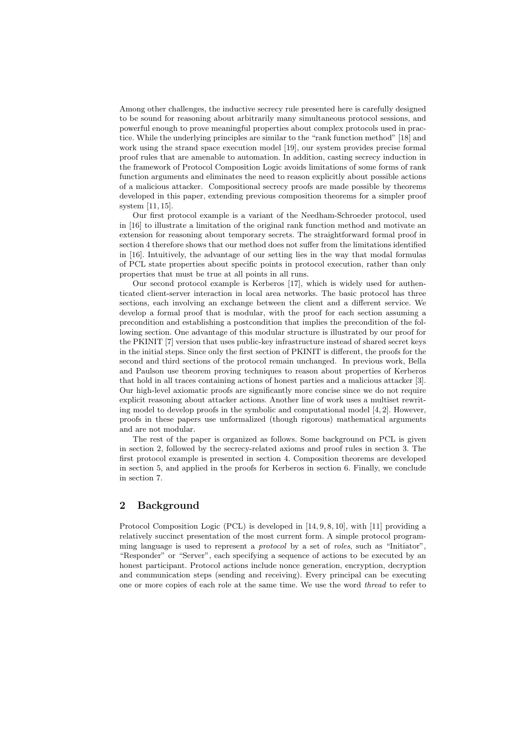Among other challenges, the inductive secrecy rule presented here is carefully designed to be sound for reasoning about arbitrarily many simultaneous protocol sessions, and powerful enough to prove meaningful properties about complex protocols used in practice. While the underlying principles are similar to the "rank function method" [18] and work using the strand space execution model [19], our system provides precise formal proof rules that are amenable to automation. In addition, casting secrecy induction in the framework of Protocol Composition Logic avoids limitations of some forms of rank function arguments and eliminates the need to reason explicitly about possible actions of a malicious attacker. Compositional secrecy proofs are made possible by theorems developed in this paper, extending previous composition theorems for a simpler proof system [11, 15].

Our first protocol example is a variant of the Needham-Schroeder protocol, used in [16] to illustrate a limitation of the original rank function method and motivate an extension for reasoning about temporary secrets. The straightforward formal proof in section 4 therefore shows that our method does not suffer from the limitations identified in [16]. Intuitively, the advantage of our setting lies in the way that modal formulas of PCL state properties about specific points in protocol execution, rather than only properties that must be true at all points in all runs.

Our second protocol example is Kerberos [17], which is widely used for authenticated client-server interaction in local area networks. The basic protocol has three sections, each involving an exchange between the client and a different service. We develop a formal proof that is modular, with the proof for each section assuming a precondition and establishing a postcondition that implies the precondition of the following section. One advantage of this modular structure is illustrated by our proof for the PKINIT [7] version that uses public-key infrastructure instead of shared secret keys in the initial steps. Since only the first section of PKINIT is different, the proofs for the second and third sections of the protocol remain unchanged. In previous work, Bella and Paulson use theorem proving techniques to reason about properties of Kerberos that hold in all traces containing actions of honest parties and a malicious attacker [3]. Our high-level axiomatic proofs are significantly more concise since we do not require explicit reasoning about attacker actions. Another line of work uses a multiset rewriting model to develop proofs in the symbolic and computational model [4, 2]. However, proofs in these papers use unformalized (though rigorous) mathematical arguments and are not modular.

The rest of the paper is organized as follows. Some background on PCL is given in section 2, followed by the secrecy-related axioms and proof rules in section 3. The first protocol example is presented in section 4. Composition theorems are developed in section 5, and applied in the proofs for Kerberos in section 6. Finally, we conclude in section 7.

## 2 Background

Protocol Composition Logic (PCL) is developed in [14, 9, 8, 10], with [11] providing a relatively succinct presentation of the most current form. A simple protocol programming language is used to represent a *protocol* by a set of *roles*, such as "Initiator", "Responder" or "Server", each specifying a sequence of actions to be executed by an honest participant. Protocol actions include nonce generation, encryption, decryption and communication steps (sending and receiving). Every principal can be executing one or more copies of each role at the same time. We use the word *thread* to refer to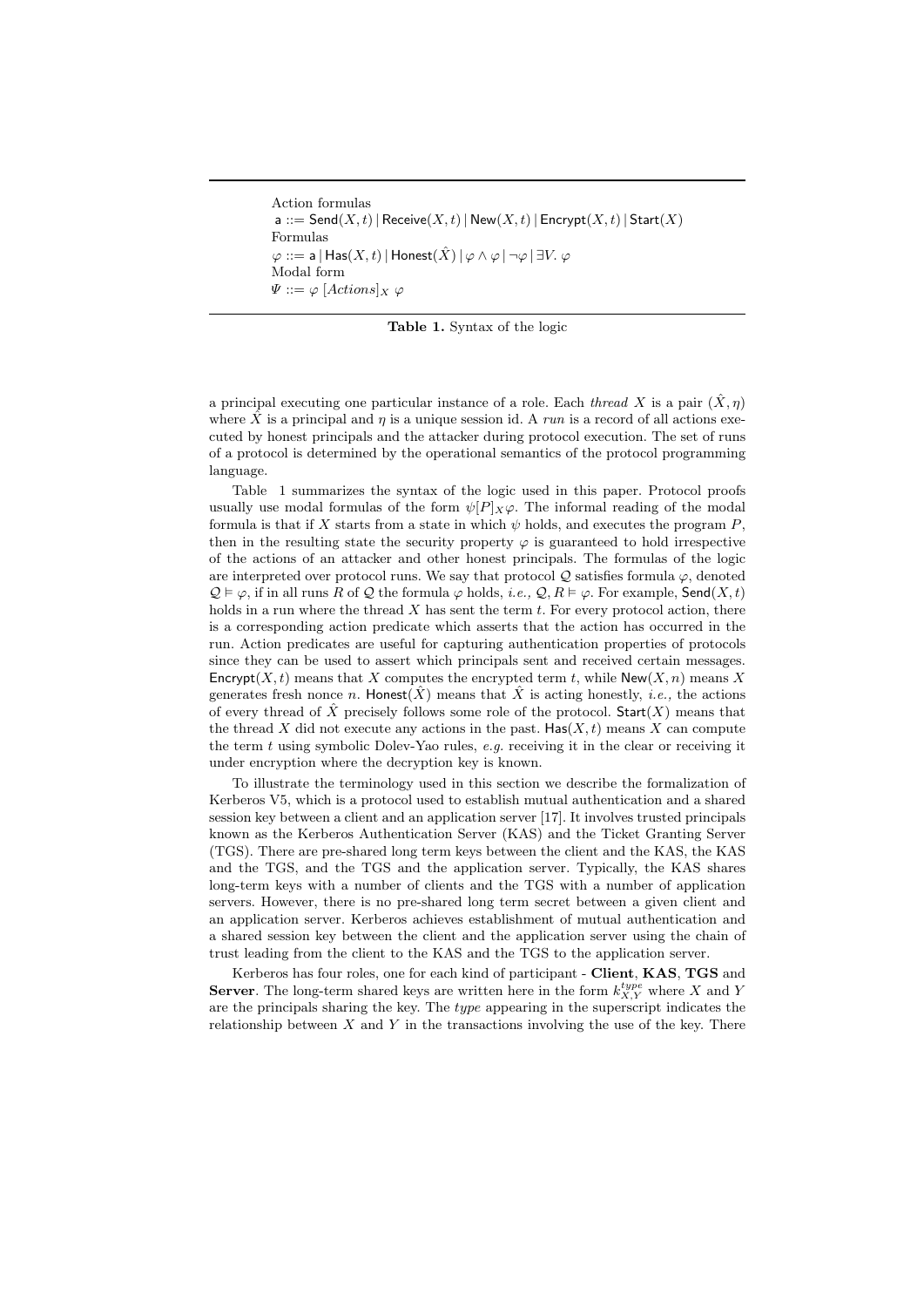Action formulas

$\mathsf{a} ::= \mathsf{Send}(X, t) \,|\, \mathsf{Receive}(X, t) \,|\, \mathsf{New}(X, t) \,|\, \mathsf{Encrypt}(X, t) \,|\, \mathsf{Start}(X)$

Formulas

$\varphi ::= \mathsf{a} \,|\, \mathsf{Has}(X, t) \,|\, \mathsf{Honest}(\hat{X}) \,|\, \varphi \wedge \varphi \,|\, \neg\varphi \,|\, \exists V.\, \varphi$

Modal form

$\Psi ::= \varphi \; [Actions]_X \; \varphi$

**Table 1.** Syntax of the logic

a principal executing one particular instance of a role. Each *thread* $X$ is a pair $(\hat{X}, \eta)$ where $\hat{X}$ is a principal and $\eta$ is a unique session id. A *run* is a record of all actions executed by honest principals and the attacker during protocol execution. The set of runs of a protocol is determined by the operational semantics of the protocol programming language.

Table 1 summarizes the syntax of the logic used in this paper. Protocol proofs usually use modal formulas of the form $\psi[P]_X\varphi$. The informal reading of the modal formula is that if $X$ starts from a state in which $\psi$ holds, and executes the program $P$, then in the resulting state the security property $\varphi$ is guaranteed to hold irrespective of the actions of an attacker and other honest principals. The formulas of the logic are interpreted over protocol runs. We say that protocol $\mathcal{Q}$ satisfies formula $\varphi$, denoted $\mathcal{Q} \vDash \varphi$, if in all runs $R$ of $\mathcal{Q}$ the formula $\varphi$ holds, *i.e.,* $\mathcal{Q}, R \vDash \varphi$. For example, $\mathsf{Send}(X, t)$ holds in a run where the thread $X$ has sent the term $t$. For every protocol action, there is a corresponding action predicate which asserts that the action has occurred in the run. Action predicates are useful for capturing authentication properties of protocols since they can be used to assert which principals sent and received certain messages. $\mathsf{Encrypt}(X, t)$ means that $X$ computes the encrypted term $t$, while $\mathsf{New}(X, n)$ means $X$ generates fresh nonce $n$. $\mathsf{Honest}(\hat{X})$ means that $\hat{X}$ is acting honestly, *i.e.,* the actions of every thread of $\hat{X}$ precisely follows some role of the protocol. $\mathsf{Start}(X)$ means that the thread $X$ did not execute any actions in the past. $\mathsf{Has}(X, t)$ means $X$ can compute the term $t$ using symbolic Dolev-Yao rules, *e.g.* receiving it in the clear or receiving it under encryption where the decryption key is known.

To illustrate the terminology used in this section we describe the formalization of Kerberos V5, which is a protocol used to establish mutual authentication and a shared session key between a client and an application server [17]. It involves trusted principals known as the Kerberos Authentication Server (KAS) and the Ticket Granting Server (TGS). There are pre-shared long term keys between the client and the KAS, the KAS and the TGS, and the TGS and the application server. Typically, the KAS shares long-term keys with a number of clients and the TGS with a number of application servers. However, there is no pre-shared long term secret between a given client and an application server. Kerberos achieves establishment of mutual authentication and a shared session key between the client and the application server using the chain of trust leading from the client to the KAS and the TGS to the application server.

Kerberos has four roles, one for each kind of participant - **Client**, **KAS**, **TGS** and **Server**. The long-term shared keys are written here in the form $k^{type}_{X,Y}$ where $X$ and $Y$ are the principals sharing the key. The *type* appearing in the superscript indicates the relationship between $X$ and $Y$ in the transactions involving the use of the key. There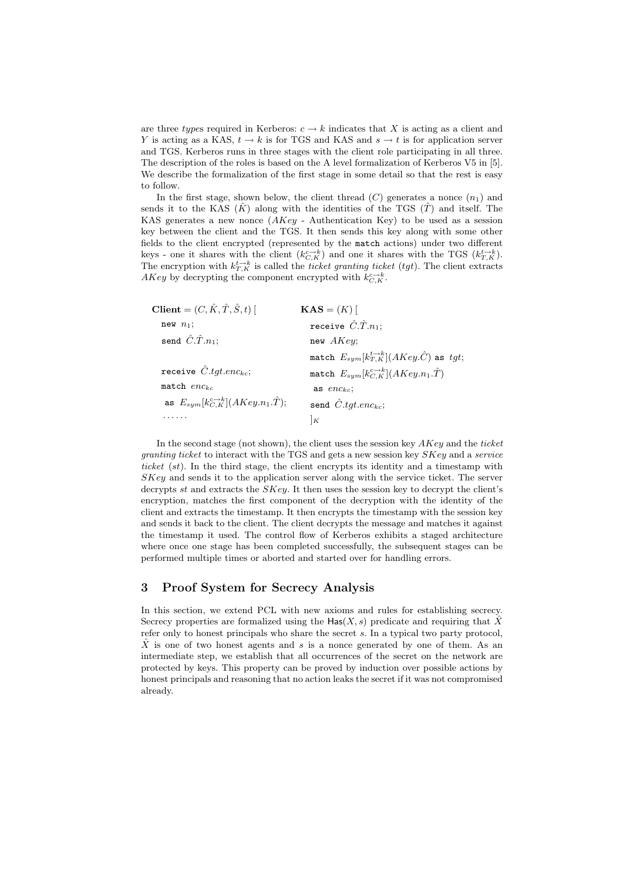are three *types* required in Kerberos: $c \rightarrow k$ indicates that $X$ is acting as a client and $Y$ is acting as a KAS, $t \rightarrow k$ is for TGS and KAS and $s \rightarrow t$ is for application server and TGS. Kerberos runs in three stages with the client role participating in all three. The description of the roles is based on the A level formalization of Kerberos V5 in [5]. We describe the formalization of the first stage in some detail so that the rest is easy to follow.

In the first stage, shown below, the client thread ($C$) generates a nonce ($n_1$) and sends it to the KAS ($\hat{K}$) along with the identities of the TGS ($\hat{T}$) and itself. The KAS generates a new nonce ($AKey$ - Authentication Key) to be used as a session key between the client and the TGS. It then sends this key along with some other fields to the client encrypted (represented by the `match` actions) under two different keys - one it shares with the client ($k^{c \rightarrow k}_{C,K}$) and one it shares with the TGS ($k^{t \rightarrow k}_{T,K}$). The encryption with $k^{t \rightarrow k}_{T,K}$ is called the *ticket granting ticket* (*tgt*). The client extracts $AKey$ by decrypting the component encrypted with $k^{c \rightarrow k}_{C,K}$.

| **Client** $= (C, \hat{K}, \hat{T}, \hat{S}, t)$ [ | **KAS** $= (K)$ [ |
|---|---|
| `new` $n_1$; | `receive` $\hat{C}.\hat{T}.n_1$; |
| `send` $\hat{C}.\hat{T}.n_1$; | `new` $AKey$; |
| | `match` $E_{sym}[k^{t \rightarrow k}_{T,K}](AKey.\hat{C})$ `as` $tgt$; |
| `receive` $\hat{C}.tgt.enc_{kc}$; | `match` $E_{sym}[k^{c \rightarrow k}_{C,K}](AKey.n_1.\hat{T})$ |
| `match` $enc_{kc}$ | `as` $enc_{kc}$; |
| `as` $E_{sym}[k^{c \rightarrow k}_{C,K}](AKey.n_1.\hat{T})$; | `send` $\hat{C}.tgt.enc_{kc}$; |
| $\cdots\cdots$ | $]_K$ |

In the second stage (not shown), the client uses the session key $AKey$ and the *ticket granting ticket* to interact with the TGS and gets a new session key $SKey$ and a *service ticket* (*st*). In the third stage, the client encrypts its identity and a timestamp with $SKey$ and sends it to the application server along with the service ticket. The server decrypts *st* and extracts the $SKey$. It then uses the session key to decrypt the client's encryption, matches the first component of the decryption with the identity of the client and extracts the timestamp. It then encrypts the timestamp with the session key and sends it back to the client. The client decrypts the message and matches it against the timestamp it used. The control flow of Kerberos exhibits a staged architecture where once one stage has been completed successfully, the subsequent stages can be performed multiple times or aborted and started over for handling errors.

## 3 Proof System for Secrecy Analysis

In this section, we extend PCL with new axioms and rules for establishing secrecy. Secrecy properties are formalized using the $\mathsf{Has}(X, s)$ predicate and requiring that $\hat{X}$ refer only to honest principals who share the secret $s$. In a typical two party protocol, $\hat{X}$ is one of two honest agents and $s$ is a nonce generated by one of them. As an intermediate step, we establish that all occurrences of the secret on the network are protected by keys. This property can be proved by induction over possible actions by honest principals and reasoning that no action leaks the secret if it was not compromised already.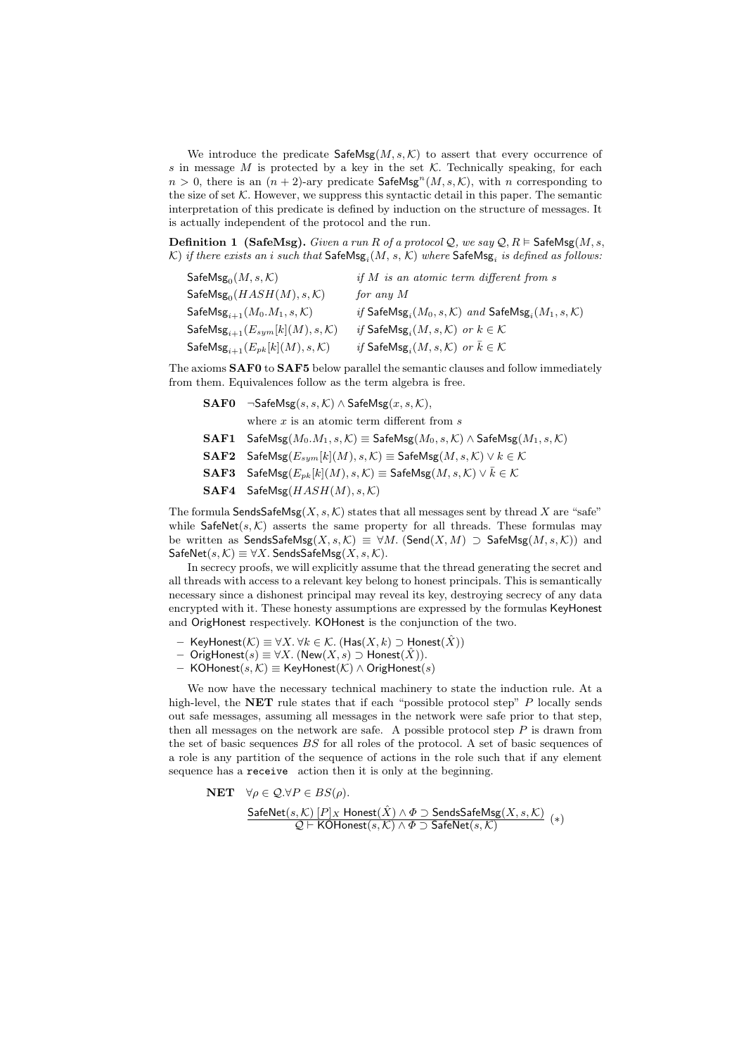We introduce the predicate $\mathsf{SafeMsg}(M, s, \mathcal{K})$ to assert that every occurrence of $s$ in message $M$ is protected by a key in the set $\mathcal{K}$. Technically speaking, for each $n > 0$, there is an $(n+2)$-ary predicate $\mathsf{SafeMsg}^n(M, s, \mathcal{K})$, with $n$ corresponding to the size of set $\mathcal{K}$. However, we suppress this syntactic detail in this paper. The semantic interpretation of this predicate is defined by induction on the structure of messages. It is actually independent of the protocol and the run.

**Definition 1 (SafeMsg).** *Given a run $R$ of a protocol $\mathcal{Q}$, we say $\mathcal{Q}, R \vDash \mathsf{SafeMsg}(M, s, \mathcal{K})$ if there exists an $i$ such that $\mathsf{SafeMsg}_i(M, s, \mathcal{K})$ where $\mathsf{SafeMsg}_i$ is defined as follows:*

| | |
|---|---|
| $\mathsf{SafeMsg}_0(M, s, \mathcal{K})$ | *if $M$ is an atomic term different from $s$* |
| $\mathsf{SafeMsg}_0(HASH(M), s, \mathcal{K})$ | *for any $M$* |
| $\mathsf{SafeMsg}_{i+1}(M_0.M_1, s, \mathcal{K})$ | *if $\mathsf{SafeMsg}_i(M_0, s, \mathcal{K})$ and $\mathsf{SafeMsg}_i(M_1, s, \mathcal{K})$* |
| $\mathsf{SafeMsg}_{i+1}(E_{sym}[k](M), s, \mathcal{K})$ | *if $\mathsf{SafeMsg}_i(M, s, \mathcal{K})$ or $k \in \mathcal{K}$* |
| $\mathsf{SafeMsg}_{i+1}(E_{pk}[k](M), s, \mathcal{K})$ | *if $\mathsf{SafeMsg}_i(M, s, \mathcal{K})$ or $\bar{k} \in \mathcal{K}$* |

The axioms **SAF0** to **SAF5** below parallel the semantic clauses and follow immediately from them. Equivalences follow as the term algebra is free.

**SAF0** $\neg\mathsf{SafeMsg}(s, s, \mathcal{K}) \wedge \mathsf{SafeMsg}(x, s, \mathcal{K})$,
where $x$ is an atomic term different from $s$

**SAF1** $\mathsf{SafeMsg}(M_0.M_1, s, \mathcal{K}) \equiv \mathsf{SafeMsg}(M_0, s, \mathcal{K}) \wedge \mathsf{SafeMsg}(M_1, s, \mathcal{K})$

**SAF2** $\mathsf{SafeMsg}(E_{sym}[k](M), s, \mathcal{K}) \equiv \mathsf{SafeMsg}(M, s, \mathcal{K}) \vee k \in \mathcal{K}$

**SAF3** $\mathsf{SafeMsg}(E_{pk}[k](M), s, \mathcal{K}) \equiv \mathsf{SafeMsg}(M, s, \mathcal{K}) \vee \bar{k} \in \mathcal{K}$

**SAF4** $\mathsf{SafeMsg}(HASH(M), s, \mathcal{K})$

The formula $\mathsf{SendsSafeMsg}(X, s, \mathcal{K})$ states that all messages sent by thread $X$ are "safe" while $\mathsf{SafeNet}(s, \mathcal{K})$ asserts the same property for all threads. These formulas may be written as $\mathsf{SendsSafeMsg}(X, s, \mathcal{K}) \equiv \forall M. (\mathsf{Send}(X, M) \supset \mathsf{SafeMsg}(M, s, \mathcal{K}))$ and $\mathsf{SafeNet}(s, \mathcal{K}) \equiv \forall X. \mathsf{SendsSafeMsg}(X, s, \mathcal{K})$.

In secrecy proofs, we will explicitly assume that the thread generating the secret and all threads with access to a relevant key belong to honest principals. This is semantically necessary since a dishonest principal may reveal its key, destroying secrecy of any data encrypted with it. These honesty assumptions are expressed by the formulas KeyHonest and OrigHonest respectively. KOHonest is the conjunction of the two.

- $\mathsf{KeyHonest}(\mathcal{K}) \equiv \forall X. \forall k \in \mathcal{K}. (\mathsf{Has}(X, k) \supset \mathsf{Honest}(\hat{X}))$
- $\mathsf{OrigHonest}(s) \equiv \forall X. (\mathsf{New}(X, s) \supset \mathsf{Honest}(\hat{X}))$.
- $\mathsf{KOHonest}(s, \mathcal{K}) \equiv \mathsf{KeyHonest}(\mathcal{K}) \wedge \mathsf{OrigHonest}(s)$

We now have the necessary technical machinery to state the induction rule. At a high-level, the **NET** rule states that if each "possible protocol step" $P$ locally sends out safe messages, assuming all messages in the network were safe prior to that step, then all messages on the network are safe. A possible protocol step $P$ is drawn from the set of basic sequences $BS$ for all roles of the protocol. A set of basic sequences of a role is any partition of the sequence of actions in the role such that if any element sequence has a `receive` action then it is only at the beginning.

**NET** $\forall \rho \in \mathcal{Q}. \forall P \in BS(\rho)$.

$$\frac{\mathsf{SafeNet}(s, \mathcal{K})\ [P]_X\ \mathsf{Honest}(\hat{X}) \wedge \Phi \supset \mathsf{SendsSafeMsg}(X, s, \mathcal{K})}{\mathcal{Q} \vdash \mathsf{KOHonest}(s, \mathcal{K}) \wedge \Phi \supset \mathsf{SafeNet}(s, \mathcal{K})}\ (*)$$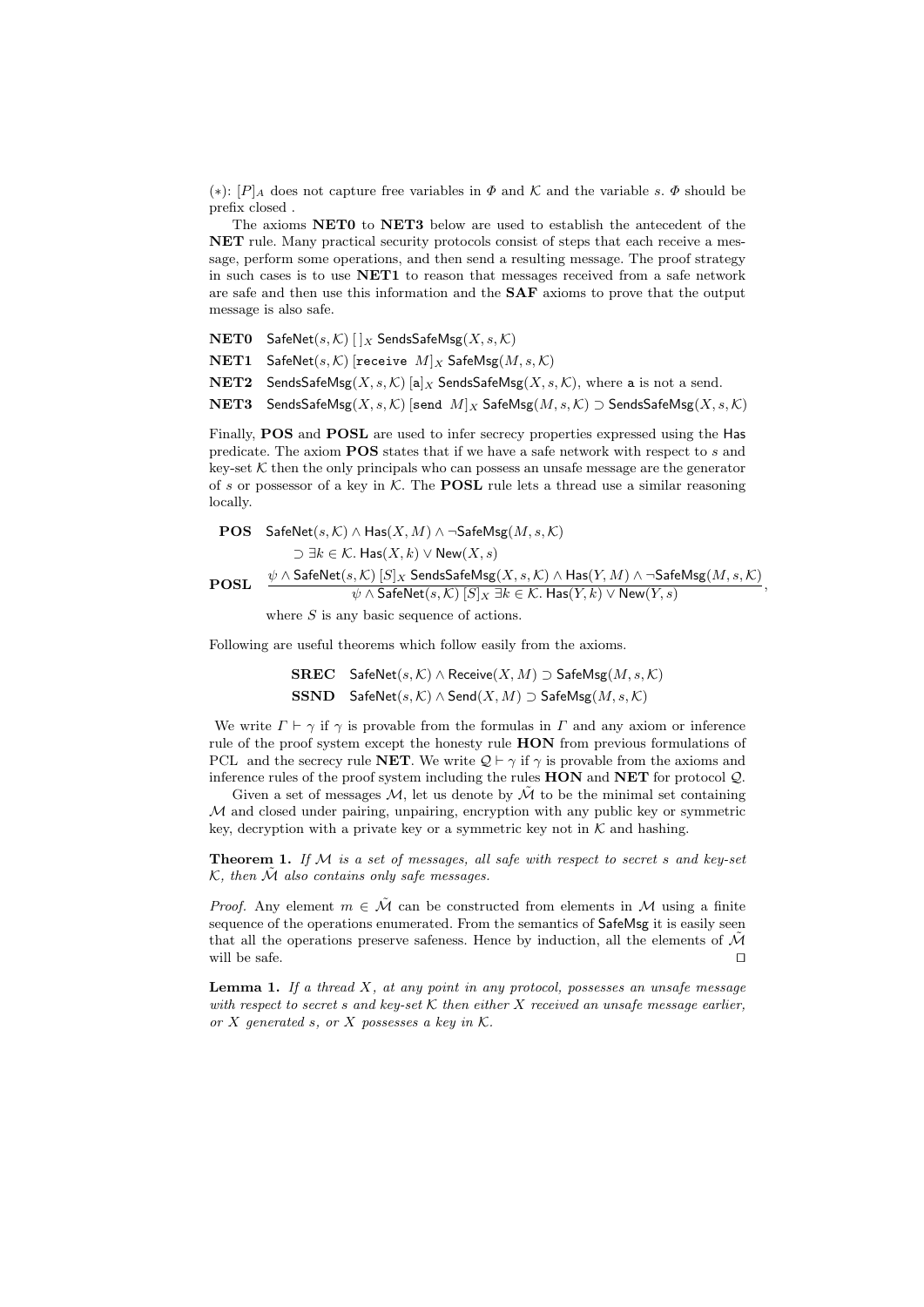(*): $[P]_A$ does not capture free variables in $\Phi$ and $\mathcal{K}$ and the variable $s$. $\Phi$ should be prefix closed .

The axioms **NET0** to **NET3** below are used to establish the antecedent of the **NET** rule. Many practical security protocols consist of steps that each receive a message, perform some operations, and then send a resulting message. The proof strategy in such cases is to use **NET1** to reason that messages received from a safe network are safe and then use this information and the **SAF** axioms to prove that the output message is also safe.

**NET0** $\mathsf{SafeNet}(s, \mathcal{K})\ [\,]_X\ \mathsf{SendsSafeMsg}(X, s, \mathcal{K})$

**NET1** $\mathsf{SafeNet}(s, \mathcal{K})\ [\mathtt{receive}\ M]_X\ \mathsf{SafeMsg}(M, s, \mathcal{K})$

**NET2** $\mathsf{SendsSafeMsg}(X, s, \mathcal{K})\ [\mathtt{a}]_X\ \mathsf{SendsSafeMsg}(X, s, \mathcal{K})$, where $\mathtt{a}$ is not a send.

**NET3** $\mathsf{SendsSafeMsg}(X, s, \mathcal{K})\ [\mathtt{send}\ M]_X\ \mathsf{SafeMsg}(M, s, \mathcal{K}) \supset \mathsf{SendsSafeMsg}(X, s, \mathcal{K})$

Finally, **POS** and **POSL** are used to infer secrecy properties expressed using the Has predicate. The axiom **POS** states that if we have a safe network with respect to $s$ and key-set $\mathcal{K}$ then the only principals who can possess an unsafe message are the generator of $s$ or possessor of a key in $\mathcal{K}$. The **POSL** rule lets a thread use a similar reasoning locally.

**POS** $\mathsf{SafeNet}(s, \mathcal{K}) \wedge \mathsf{Has}(X, M) \wedge \neg\mathsf{SafeMsg}(M, s, \mathcal{K})$
$\supset \exists k \in \mathcal{K}.\ \mathsf{Has}(X, k) \vee \mathsf{New}(X, s)$

**POSL**
$$\frac{\psi \wedge \mathsf{SafeNet}(s, \mathcal{K})\ [S]_X\ \mathsf{SendsSafeMsg}(X, s, \mathcal{K}) \wedge \mathsf{Has}(Y, M) \wedge \neg\mathsf{SafeMsg}(M, s, \mathcal{K})}{\psi \wedge \mathsf{SafeNet}(s, \mathcal{K})\ [S]_X\ \exists k \in \mathcal{K}.\ \mathsf{Has}(Y, k) \vee \mathsf{New}(Y, s)},$$

where $S$ is any basic sequence of actions.

Following are useful theorems which follow easily from the axioms.

**SREC** $\mathsf{SafeNet}(s, \mathcal{K}) \wedge \mathsf{Receive}(X, M) \supset \mathsf{SafeMsg}(M, s, \mathcal{K})$

**SSND** $\mathsf{SafeNet}(s, \mathcal{K}) \wedge \mathsf{Send}(X, M) \supset \mathsf{SafeMsg}(M, s, \mathcal{K})$

We write $\Gamma \vdash \gamma$ if $\gamma$ is provable from the formulas in $\Gamma$ and any axiom or inference rule of the proof system except the honesty rule **HON** from previous formulations of PCL and the secrecy rule **NET**. We write $\mathcal{Q} \vdash \gamma$ if $\gamma$ is provable from the axioms and inference rules of the proof system including the rules **HON** and **NET** for protocol $\mathcal{Q}$.

Given a set of messages $\mathcal{M}$, let us denote by $\tilde{\mathcal{M}}$ to be the minimal set containing $\mathcal{M}$ and closed under pairing, unpairing, encryption with any public key or symmetric key, decryption with a private key or a symmetric key not in $\mathcal{K}$ and hashing.

**Theorem 1.** *If $\mathcal{M}$ is a set of messages, all safe with respect to secret $s$ and key-set $\mathcal{K}$, then $\tilde{\mathcal{M}}$ also contains only safe messages.*

*Proof.* Any element $m \in \tilde{\mathcal{M}}$ can be constructed from elements in $\mathcal{M}$ using a finite sequence of the operations enumerated. From the semantics of SafeMsg it is easily seen that all the operations preserve safeness. Hence by induction, all the elements of $\tilde{\mathcal{M}}$ will be safe. □

**Lemma 1.** *If a thread $X$, at any point in any protocol, possesses an unsafe message with respect to secret $s$ and key-set $\mathcal{K}$ then either $X$ received an unsafe message earlier, or $X$ generated $s$, or $X$ possesses a key in $\mathcal{K}$.*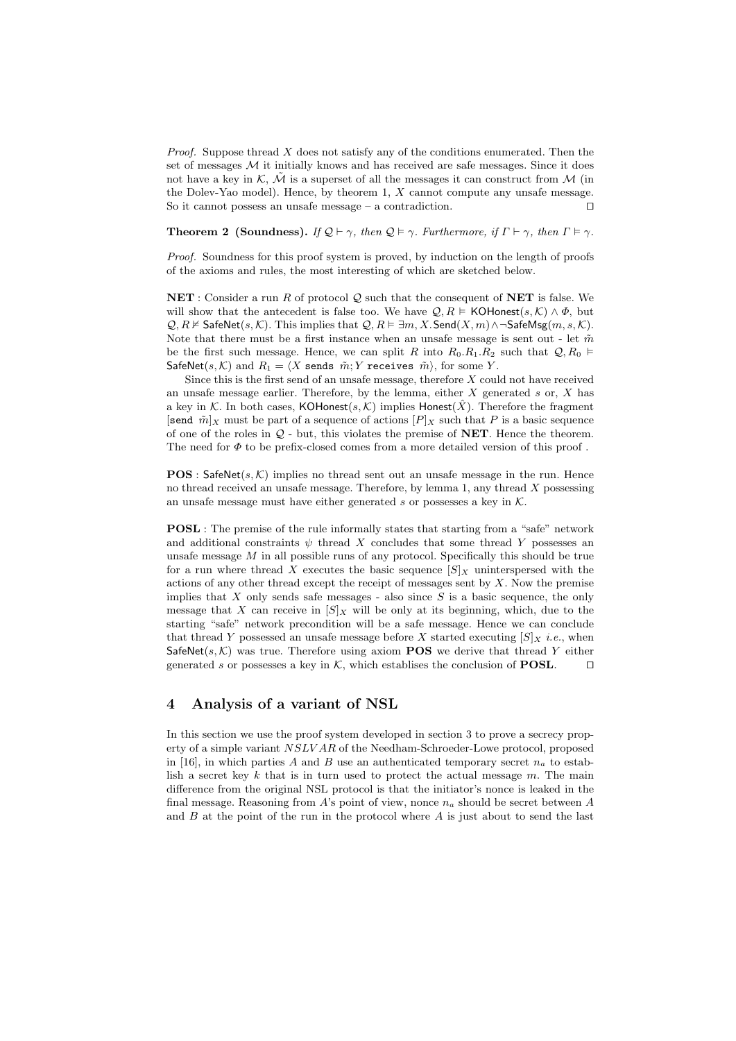*Proof.* Suppose thread $X$ does not satisfy any of the conditions enumerated. Then the set of messages $\mathcal{M}$ it initially knows and has received are safe messages. Since it does not have a key in $\mathcal{K}$, $\tilde{\mathcal{M}}$ is a superset of all the messages it can construct from $\mathcal{M}$ (in the Dolev-Yao model). Hence, by theorem 1, $X$ cannot compute any unsafe message. So it cannot possess an unsafe message – a contradiction. ⊓⊔

**Theorem 2 (Soundness).** *If $\mathcal{Q} \vdash \gamma$, then $\mathcal{Q} \vDash \gamma$. Furthermore, if $\Gamma \vdash \gamma$, then $\Gamma \vDash \gamma$.*

*Proof.* Soundness for this proof system is proved, by induction on the length of proofs of the axioms and rules, the most interesting of which are sketched below.

**NET** : Consider a run $R$ of protocol $\mathcal{Q}$ such that the consequent of **NET** is false. We will show that the antecedent is false too. We have $\mathcal{Q}, R \vDash \mathsf{KOHonest}(s, \mathcal{K}) \wedge \Phi$, but $\mathcal{Q}, R \nvDash \mathsf{SafeNet}(s, \mathcal{K})$. This implies that $\mathcal{Q}, R \vDash \exists m, X.\mathsf{Send}(X, m) \wedge \neg \mathsf{SafeMsg}(m, s, \mathcal{K})$. Note that there must be a first instance when an unsafe message is sent out - let $\tilde{m}$ be the first such message. Hence, we can split $R$ into $R_0.R_1.R_2$ such that $\mathcal{Q}, R_0 \vDash \mathsf{SafeNet}(s, \mathcal{K})$ and $R_1 = \langle X \texttt{ sends } \tilde{m}; Y \texttt{ receives } \tilde{m} \rangle$, for some $Y$.

Since this is the first send of an unsafe message, therefore $X$ could not have received an unsafe message earlier. Therefore, by the lemma, either $X$ generated $s$ or, $X$ has a key in $\mathcal{K}$. In both cases, $\mathsf{KOHonest}(s, \mathcal{K})$ implies $\mathsf{Honest}(\hat{X})$. Therefore the fragment $[\texttt{send } \tilde{m}]_X$ must be part of a sequence of actions $[P]_X$ such that $P$ is a basic sequence of one of the roles in $\mathcal{Q}$ - but, this violates the premise of **NET**. Hence the theorem. The need for $\Phi$ to be prefix-closed comes from a more detailed version of this proof .

**POS** : $\mathsf{SafeNet}(s, \mathcal{K})$ implies no thread sent out an unsafe message in the run. Hence no thread received an unsafe message. Therefore, by lemma 1, any thread $X$ possessing an unsafe message must have either generated $s$ or possesses a key in $\mathcal{K}$.

**POSL** : The premise of the rule informally states that starting from a "safe" network and additional constraints $\psi$ thread $X$ concludes that some thread $Y$ possesses an unsafe message $M$ in all possible runs of any protocol. Specifically this should be true for a run where thread $X$ executes the basic sequence $[S]_X$ uninterspersed with the actions of any other thread except the receipt of messages sent by $X$. Now the premise implies that $X$ only sends safe messages - also since $S$ is a basic sequence, the only message that $X$ can receive in $[S]_X$ will be only at its beginning, which, due to the starting "safe" network precondition will be a safe message. Hence we can conclude that thread $Y$ possessed an unsafe message before $X$ started executing $[S]_X$ *i.e.*, when $\mathsf{SafeNet}(s, \mathcal{K})$ was true. Therefore using axiom **POS** we derive that thread $Y$ either generated $s$ or possesses a key in $\mathcal{K}$, which establises the conclusion of **POSL**. ⊓⊔

## 4 Analysis of a variant of NSL

In this section we use the proof system developed in section 3 to prove a secrecy property of a simple variant $NSLVAR$ of the Needham-Schroeder-Lowe protocol, proposed in [16], in which parties $A$ and $B$ use an authenticated temporary secret $n_a$ to establish a secret key $k$ that is in turn used to protect the actual message $m$. The main difference from the original NSL protocol is that the initiator's nonce is leaked in the final message. Reasoning from $A$'s point of view, nonce $n_a$ should be secret between $A$ and $B$ at the point of the run in the protocol where $A$ is just about to send the last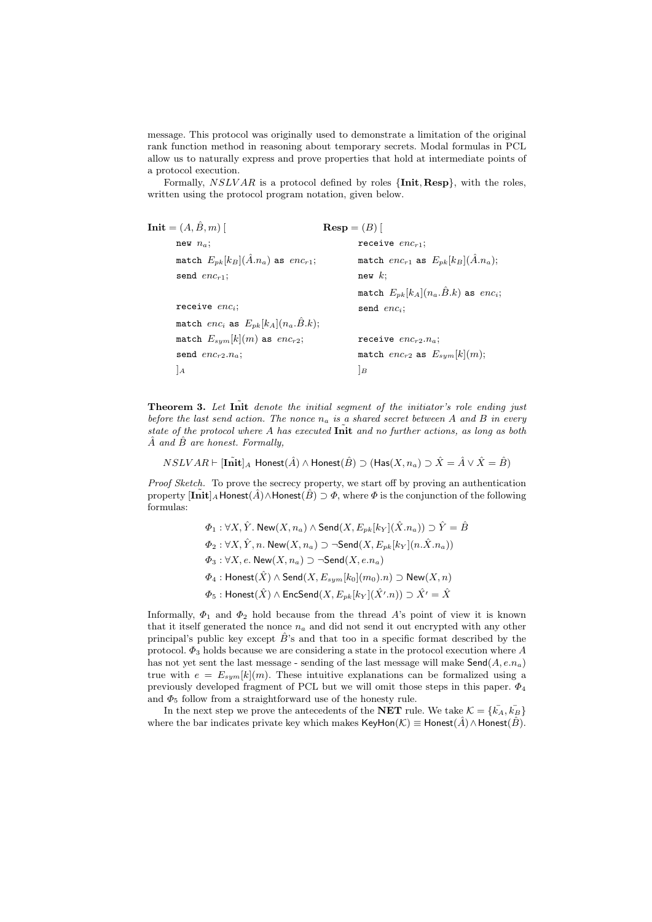message. This protocol was originally used to demonstrate a limitation of the original rank function method in reasoning about temporary secrets. Modal formulas in PCL allow us to naturally express and prove properties that hold at intermediate points of a protocol execution.

Formally, $NSLVAR$ is a protocol defined by roles $\{\mathbf{Init}, \mathbf{Resp}\}$, with the roles, written using the protocol program notation, given below.

$\mathbf{Init} = (A, \hat{B}, m)$ [
```
new n_a;
match E_pk[k_B](Â.n_a) as enc_r1;
send enc_r1;

receive enc_i;
match enc_i as E_pk[k_A](n_a.B̂.k);
match E_sym[k](m) as enc_r2;
send enc_r2.n_a;
]_A
```

$\mathbf{Resp} = (B)$ [
```
receive enc_r1;
match enc_r1 as E_pk[k_B](Â.n_a);
new k;
match E_pk[k_A](n_a.B̂.k) as enc_i;
send enc_i;

receive enc_r2.n_a;
match enc_r2 as E_sym[k](m);
]_B
```

**Theorem 3.** *Let* $\tilde{\mathbf{Init}}$ *denote the initial segment of the initiator's role ending just before the last send action. The nonce* $n_a$ *is a shared secret between A and B in every state of the protocol where A has executed* $\tilde{\mathbf{Init}}$ *and no further actions, as long as both* $\hat{A}$ *and* $\hat{B}$ *are honest. Formally,*

$$NSLVAR \vdash [\tilde{\mathbf{Init}}]_A\ \mathsf{Honest}(\hat{A}) \wedge \mathsf{Honest}(\hat{B}) \supset (\mathsf{Has}(X, n_a) \supset \hat{X} = \hat{A} \vee \hat{X} = \hat{B})$$

*Proof Sketch.* To prove the secrecy property, we start off by proving an authentication property $[\tilde{\mathbf{Init}}]_A \mathsf{Honest}(\hat{A}) \wedge \mathsf{Honest}(\hat{B}) \supset \Phi$, where $\Phi$ is the conjunction of the following formulas:

$$\Phi_1 : \forall X, \hat{Y}.\ \mathsf{New}(X, n_a) \wedge \mathsf{Send}(X, E_{pk}[k_Y](\hat{X}.n_a)) \supset \hat{Y} = \hat{B}$$
$$\Phi_2 : \forall X, \hat{Y}, n.\ \mathsf{New}(X, n_a) \supset \neg\mathsf{Send}(X, E_{pk}[k_Y](n.\hat{X}.n_a))$$
$$\Phi_3 : \forall X, e.\ \mathsf{New}(X, n_a) \supset \neg\mathsf{Send}(X, e.n_a)$$
$$\Phi_4 : \mathsf{Honest}(\hat{X}) \wedge \mathsf{Send}(X, E_{sym}[k_0](m_0).n) \supset \mathsf{New}(X, n)$$
$$\Phi_5 : \mathsf{Honest}(\hat{X}) \wedge \mathsf{EncSend}(X, E_{pk}[k_Y](\hat{X'}.n)) \supset \hat{X'} = \hat{X}$$

Informally, $\Phi_1$ and $\Phi_2$ hold because from the thread $A$'s point of view it is known that it itself generated the nonce $n_a$ and did not send it out encrypted with any other principal's public key except $\hat{B}$'s and that too in a specific format described by the protocol. $\Phi_3$ holds because we are considering a state in the protocol execution where $A$ has not yet sent the last message - sending of the last message will make $\mathsf{Send}(A, e.n_a)$ true with $e = E_{sym}[k](m)$. These intuitive explanations can be formalized using a previously developed fragment of PCL but we will omit those steps in this paper. $\Phi_4$ and $\Phi_5$ follow from a straightforward use of the honesty rule.

In the next step we prove the antecedents of the **NET** rule. We take $\mathcal{K} = \{\bar{k_A}, \bar{k_B}\}$ where the bar indicates private key which makes $\mathsf{KeyHon}(\mathcal{K}) \equiv \mathsf{Honest}(\hat{A}) \wedge \mathsf{Honest}(\hat{B})$.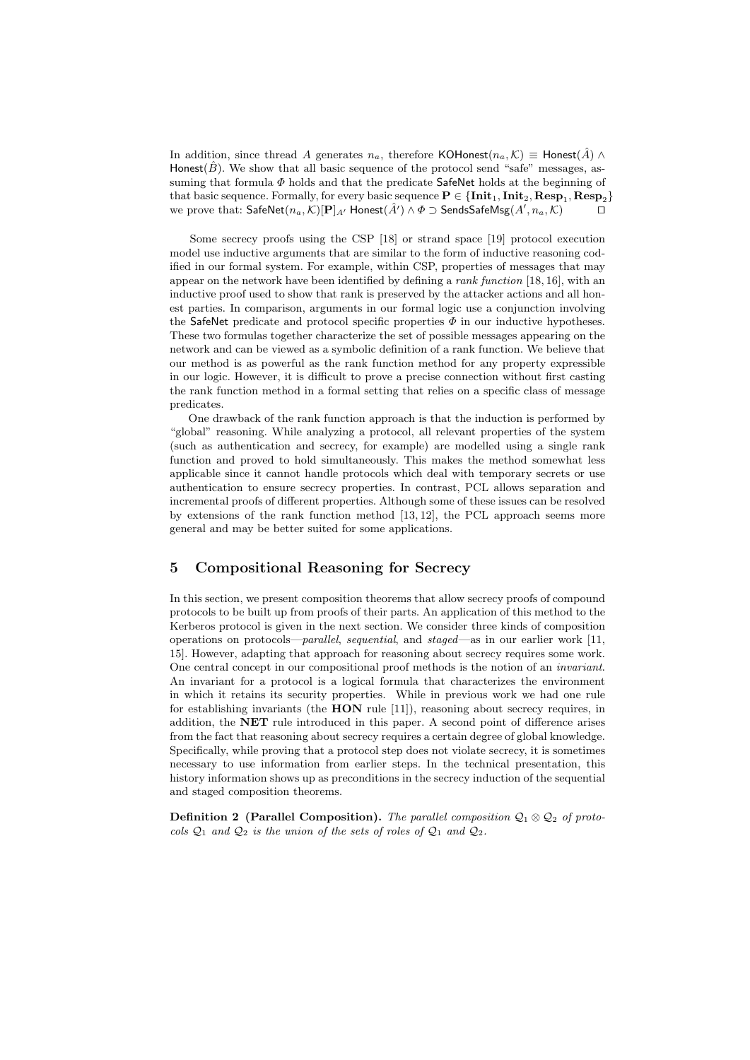In addition, since thread $A$ generates $n_a$, therefore $\mathsf{KOHonest}(n_a, \mathcal{K}) \equiv \mathsf{Honest}(\hat{A}) \wedge \mathsf{Honest}(\hat{B})$. We show that all basic sequence of the protocol send "safe" messages, assuming that formula $\Phi$ holds and that the predicate $\mathsf{SafeNet}$ holds at the beginning of that basic sequence. Formally, for every basic sequence $\mathbf{P} \in \{\mathbf{Init}_1, \mathbf{Init}_2, \mathbf{Resp}_1, \mathbf{Resp}_2\}$ we prove that: $\mathsf{SafeNet}(n_a, \mathcal{K})[\mathbf{P}]_{A'}\ \mathsf{Honest}(\hat{A}') \wedge \Phi \supset \mathsf{SendsSafeMsg}(A', n_a, \mathcal{K})$ □

Some secrecy proofs using the CSP [18] or strand space [19] protocol execution model use inductive arguments that are similar to the form of inductive reasoning codified in our formal system. For example, within CSP, properties of messages that may appear on the network have been identified by defining a *rank function* [18, 16], with an inductive proof used to show that rank is preserved by the attacker actions and all honest parties. In comparison, arguments in our formal logic use a conjunction involving the $\mathsf{SafeNet}$ predicate and protocol specific properties $\Phi$ in our inductive hypotheses. These two formulas together characterize the set of possible messages appearing on the network and can be viewed as a symbolic definition of a rank function. We believe that our method is as powerful as the rank function method for any property expressible in our logic. However, it is difficult to prove a precise connection without first casting the rank function method in a formal setting that relies on a specific class of message predicates.

One drawback of the rank function approach is that the induction is performed by "global" reasoning. While analyzing a protocol, all relevant properties of the system (such as authentication and secrecy, for example) are modelled using a single rank function and proved to hold simultaneously. This makes the method somewhat less applicable since it cannot handle protocols which deal with temporary secrets or use authentication to ensure secrecy properties. In contrast, PCL allows separation and incremental proofs of different properties. Although some of these issues can be resolved by extensions of the rank function method [13, 12], the PCL approach seems more general and may be better suited for some applications.

## 5 Compositional Reasoning for Secrecy

In this section, we present composition theorems that allow secrecy proofs of compound protocols to be built up from proofs of their parts. An application of this method to the Kerberos protocol is given in the next section. We consider three kinds of composition operations on protocols—*parallel*, *sequential*, and *staged*—as in our earlier work [11, 15]. However, adapting that approach for reasoning about secrecy requires some work. One central concept in our compositional proof methods is the notion of an *invariant*. An invariant for a protocol is a logical formula that characterizes the environment in which it retains its security properties. While in previous work we had one rule for establishing invariants (the **HON** rule [11]), reasoning about secrecy requires, in addition, the **NET** rule introduced in this paper. A second point of difference arises from the fact that reasoning about secrecy requires a certain degree of global knowledge. Specifically, while proving that a protocol step does not violate secrecy, it is sometimes necessary to use information from earlier steps. In the technical presentation, this history information shows up as preconditions in the secrecy induction of the sequential and staged composition theorems.

**Definition 2 (Parallel Composition).** *The parallel composition $\mathcal{Q}_1 \otimes \mathcal{Q}_2$ of protocols $\mathcal{Q}_1$ and $\mathcal{Q}_2$ is the union of the sets of roles of $\mathcal{Q}_1$ and $\mathcal{Q}_2$.*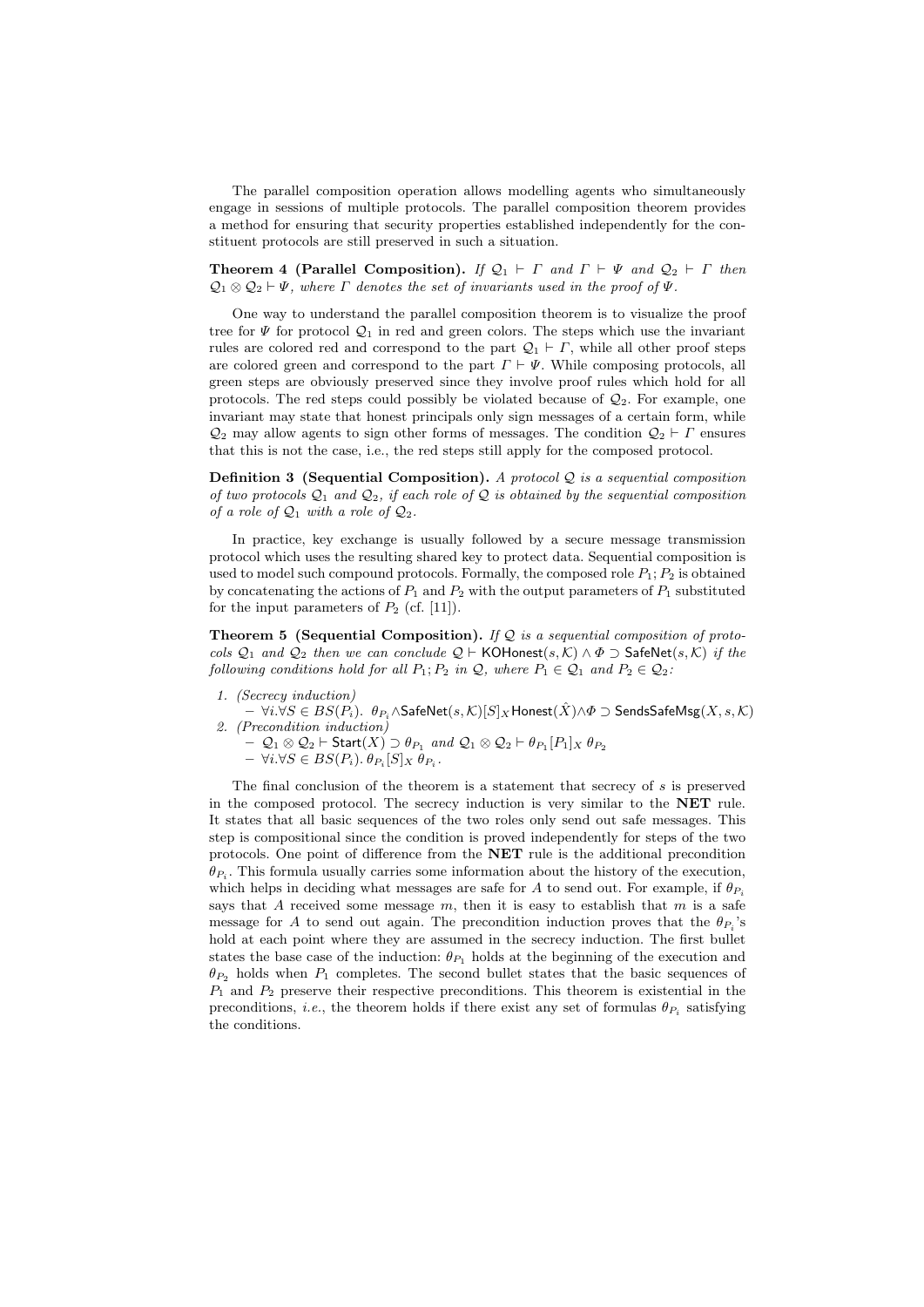The parallel composition operation allows modelling agents who simultaneously engage in sessions of multiple protocols. The parallel composition theorem provides a method for ensuring that security properties established independently for the constituent protocols are still preserved in such a situation.

**Theorem 4 (Parallel Composition).** *If $\mathcal{Q}_1 \vdash \Gamma$ and $\Gamma \vdash \Psi$ and $\mathcal{Q}_2 \vdash \Gamma$ then $\mathcal{Q}_1 \otimes \mathcal{Q}_2 \vdash \Psi$, where $\Gamma$ denotes the set of invariants used in the proof of $\Psi$.*

One way to understand the parallel composition theorem is to visualize the proof tree for $\Psi$ for protocol $\mathcal{Q}_1$ in red and green colors. The steps which use the invariant rules are colored red and correspond to the part $\mathcal{Q}_1 \vdash \Gamma$, while all other proof steps are colored green and correspond to the part $\Gamma \vdash \Psi$. While composing protocols, all green steps are obviously preserved since they involve proof rules which hold for all protocols. The red steps could possibly be violated because of $\mathcal{Q}_2$. For example, one invariant may state that honest principals only sign messages of a certain form, while $\mathcal{Q}_2$ may allow agents to sign other forms of messages. The condition $\mathcal{Q}_2 \vdash \Gamma$ ensures that this is not the case, i.e., the red steps still apply for the composed protocol.

**Definition 3 (Sequential Composition).** *A protocol $\mathcal{Q}$ is a sequential composition of two protocols $\mathcal{Q}_1$ and $\mathcal{Q}_2$, if each role of $\mathcal{Q}$ is obtained by the sequential composition of a role of $\mathcal{Q}_1$ with a role of $\mathcal{Q}_2$.*

In practice, key exchange is usually followed by a secure message transmission protocol which uses the resulting shared key to protect data. Sequential composition is used to model such compound protocols. Formally, the composed role $P_1; P_2$ is obtained by concatenating the actions of $P_1$ and $P_2$ with the output parameters of $P_1$ substituted for the input parameters of $P_2$ (cf. [11]).

**Theorem 5 (Sequential Composition).** *If $\mathcal{Q}$ is a sequential composition of protocols $\mathcal{Q}_1$ and $\mathcal{Q}_2$ then we can conclude $\mathcal{Q} \vdash \mathsf{KOHonest}(s, \mathcal{K}) \wedge \Phi \supset \mathsf{SafeNet}(s, \mathcal{K})$ if the following conditions hold for all $P_1; P_2$ in $\mathcal{Q}$, where $P_1 \in \mathcal{Q}_1$ and $P_2 \in \mathcal{Q}_2$:*

1. *(Secrecy induction)*
   - $\forall i. \forall S \in BS(P_i).\ \theta_{P_i} \wedge \mathsf{SafeNet}(s, \mathcal{K})[S]_X \mathsf{Honest}(\hat{X}) \wedge \Phi \supset \mathsf{SendsSafeMsg}(X, s, \mathcal{K})$
2. *(Precondition induction)*
   - $\mathcal{Q}_1 \otimes \mathcal{Q}_2 \vdash \mathsf{Start}(X) \supset \theta_{P_1}$ *and* $\mathcal{Q}_1 \otimes \mathcal{Q}_2 \vdash \theta_{P_1}[P_1]_X\, \theta_{P_2}$
   - $\forall i. \forall S \in BS(P_i).\ \theta_{P_i}[S]_X\, \theta_{P_i}$.

The final conclusion of the theorem is a statement that secrecy of $s$ is preserved in the composed protocol. The secrecy induction is very similar to the **NET** rule. It states that all basic sequences of the two roles only send out safe messages. This step is compositional since the condition is proved independently for steps of the two protocols. One point of difference from the **NET** rule is the additional precondition $\theta_{P_i}$. This formula usually carries some information about the history of the execution, which helps in deciding what messages are safe for $A$ to send out. For example, if $\theta_{P_i}$ says that $A$ received some message $m$, then it is easy to establish that $m$ is a safe message for $A$ to send out again. The precondition induction proves that the $\theta_{P_i}$'s hold at each point where they are assumed in the secrecy induction. The first bullet states the base case of the induction: $\theta_{P_1}$ holds at the beginning of the execution and $\theta_{P_2}$ holds when $P_1$ completes. The second bullet states that the basic sequences of $P_1$ and $P_2$ preserve their respective preconditions. This theorem is existential in the preconditions, *i.e.*, the theorem holds if there exist any set of formulas $\theta_{P_i}$ satisfying the conditions.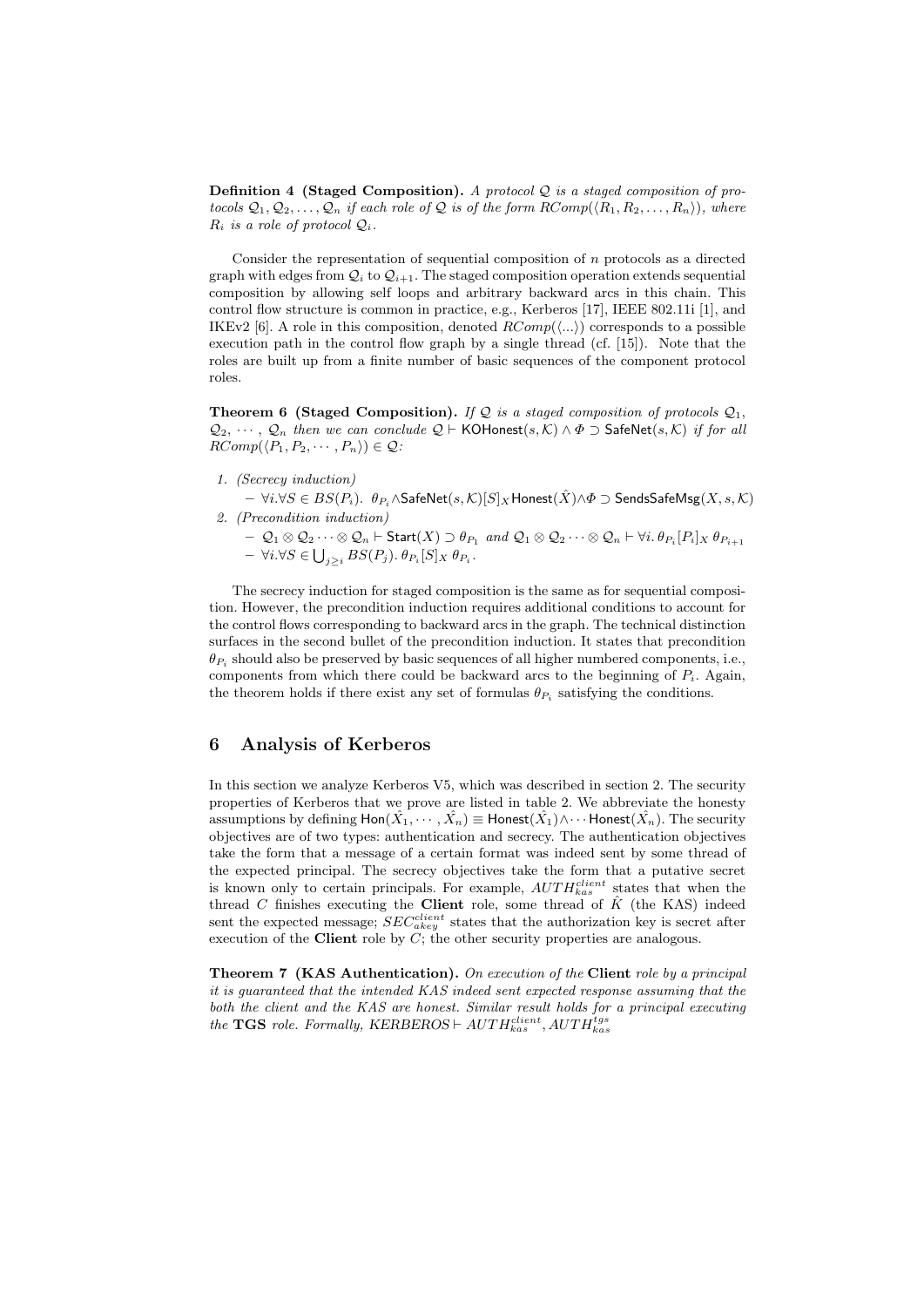**Definition 4 (Staged Composition).** *A protocol $\mathcal{Q}$ is a staged composition of protocols $\mathcal{Q}_1, \mathcal{Q}_2, \ldots, \mathcal{Q}_n$ if each role of $\mathcal{Q}$ is of the form $RComp(\langle R_1, R_2, \ldots, R_n \rangle)$, where $R_i$ is a role of protocol $\mathcal{Q}_i$.*

Consider the representation of sequential composition of $n$ protocols as a directed graph with edges from $\mathcal{Q}_i$ to $\mathcal{Q}_{i+1}$. The staged composition operation extends sequential composition by allowing self loops and arbitrary backward arcs in this chain. This control flow structure is common in practice, e.g., Kerberos [17], IEEE 802.11i [1], and IKEv2 [6]. A role in this composition, denoted $RComp(\langle \ldots \rangle)$ corresponds to a possible execution path in the control flow graph by a single thread (cf. [15]). Note that the roles are built up from a finite number of basic sequences of the component protocol roles.

**Theorem 6 (Staged Composition).** *If $\mathcal{Q}$ is a staged composition of protocols $\mathcal{Q}_1$, $\mathcal{Q}_2$, $\cdots$, $\mathcal{Q}_n$ then we can conclude $\mathcal{Q} \vdash \mathsf{KOHonest}(s, \mathcal{K}) \wedge \Phi \supset \mathsf{SafeNet}(s, \mathcal{K})$ if for all $RComp(\langle P_1, P_2, \cdots, P_n \rangle) \in \mathcal{Q}$:*

1. *(Secrecy induction)*
   - $\forall i. \forall S \in BS(P_i).\ \theta_{P_i} \wedge \mathsf{SafeNet}(s, \mathcal{K})[S]_X \mathsf{Honest}(\hat{X}) \wedge \Phi \supset \mathsf{SendsSafeMsg}(X, s, \mathcal{K})$
2. *(Precondition induction)*
   - $\mathcal{Q}_1 \otimes \mathcal{Q}_2 \cdots \otimes \mathcal{Q}_n \vdash \mathsf{Start}(X) \supset \theta_{P_1}$ *and* $\mathcal{Q}_1 \otimes \mathcal{Q}_2 \cdots \otimes \mathcal{Q}_n \vdash \forall i.\, \theta_{P_i}[P_i]_X\, \theta_{P_{i+1}}$
   - $\forall i. \forall S \in \bigcup_{j \geq i} BS(P_j).\ \theta_{P_i}[S]_X\, \theta_{P_i}$.

The secrecy induction for staged composition is the same as for sequential composition. However, the precondition induction requires additional conditions to account for the control flows corresponding to backward arcs in the graph. The technical distinction surfaces in the second bullet of the precondition induction. It states that precondition $\theta_{P_i}$ should also be preserved by basic sequences of all higher numbered components, i.e., components from which there could be backward arcs to the beginning of $P_i$. Again, the theorem holds if there exist any set of formulas $\theta_{P_i}$ satisfying the conditions.

## 6 Analysis of Kerberos

In this section we analyze Kerberos V5, which was described in section 2. The security properties of Kerberos that we prove are listed in table 2. We abbreviate the honesty assumptions by defining $\mathsf{Hon}(\hat{X}_1, \cdots, \hat{X}_n) \equiv \mathsf{Honest}(\hat{X}_1) \wedge \cdots \mathsf{Honest}(\hat{X}_n)$. The security objectives are of two types: authentication and secrecy. The authentication objectives take the form that a message of a certain format was indeed sent by some thread of the expected principal. The secrecy objectives take the form that a putative secret is known only to certain principals. For example, $AUTH^{client}_{kas}$ states that when the thread $C$ finishes executing the **Client** role, some thread of $\hat{K}$ (the KAS) indeed sent the expected message; $SEC^{client}_{akey}$ states that the authorization key is secret after execution of the **Client** role by $C$; the other security properties are analogous.

**Theorem 7 (KAS Authentication).** *On execution of the* **Client** *role by a principal it is guaranteed that the intended KAS indeed sent expected response assuming that the both the client and the KAS are honest. Similar result holds for a principal executing the* **TGS** *role. Formally, $KERBEROS \vdash AUTH^{client}_{kas}, AUTH^{tgs}_{kas}$*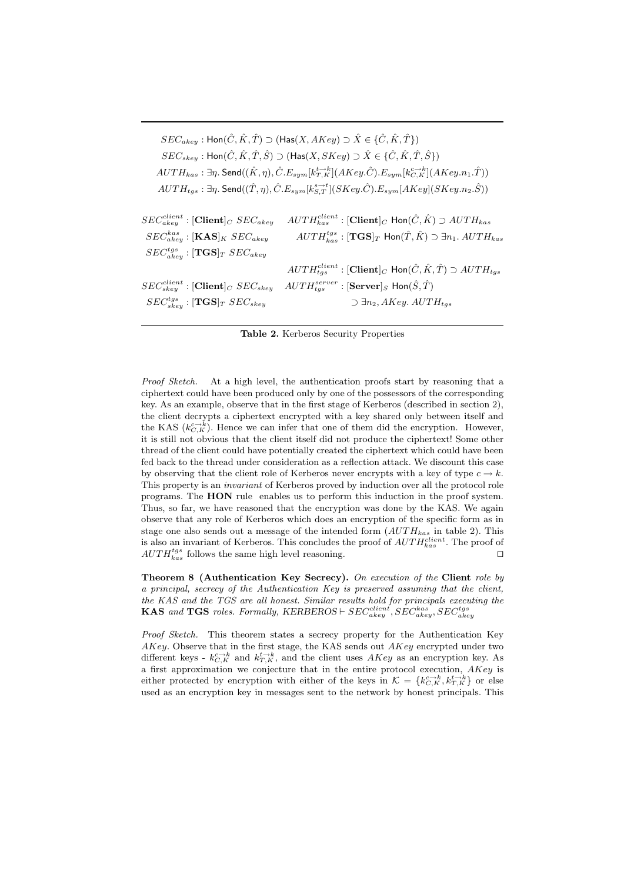$$SEC_{akey} : \mathsf{Hon}(\hat{C}, \hat{K}, \hat{T}) \supset (\mathsf{Has}(X, AKey) \supset \hat{X} \in \{\hat{C}, \hat{K}, \hat{T}\})$$

$$SEC_{skey} : \mathsf{Hon}(\hat{C}, \hat{K}, \hat{T}, \hat{S}) \supset (\mathsf{Has}(X, SKey) \supset \hat{X} \in \{\hat{C}, \hat{K}, \hat{T}, \hat{S}\})$$

$$AUTH_{kas} : \exists \eta.\ \mathsf{Send}((\hat{K}, \eta), \hat{C}.E_{sym}[k_{T,K}^{t \to k}](AKey.\hat{C}).E_{sym}[k_{C,K}^{c \to k}](AKey.n_1.\hat{T}))$$

$$AUTH_{tgs} : \exists \eta.\ \mathsf{Send}((\hat{T}, \eta), \hat{C}.E_{sym}[k_{S,T}^{s \to t}](SKey.\hat{C}).E_{sym}[AKey](SKey.n_2.\hat{S}))$$

| | |
|---|---|
| $SEC_{akey}^{client} : [\mathbf{Client}]_C\ SEC_{akey}$ | $AUTH_{kas}^{client} : [\mathbf{Client}]_C\ \mathsf{Hon}(\hat{C}, \hat{K}) \supset AUTH_{kas}$ |
| $SEC_{akey}^{kas} : [\mathbf{KAS}]_K\ SEC_{akey}$ | $AUTH_{kas}^{tgs} : [\mathbf{TGS}]_T\ \mathsf{Hon}(\hat{T}, \hat{K}) \supset \exists n_1.\ AUTH_{kas}$ |
| $SEC_{akey}^{tgs} : [\mathbf{TGS}]_T\ SEC_{akey}$ | |
| | $AUTH_{tgs}^{client} : [\mathbf{Client}]_C\ \mathsf{Hon}(\hat{C}, \hat{K}, \hat{T}) \supset AUTH_{tgs}$ |
| $SEC_{skey}^{client} : [\mathbf{Client}]_C\ SEC_{skey}$ | $AUTH_{tgs}^{server} : [\mathbf{Server}]_S\ \mathsf{Hon}(\hat{S}, \hat{T})$ |
| $SEC_{skey}^{tgs} : [\mathbf{TGS}]_T\ SEC_{skey}$ | $\supset \exists n_2, AKey.\ AUTH_{tgs}$ |

**Table 2.** Kerberos Security Properties

*Proof Sketch.* At a high level, the authentication proofs start by reasoning that a ciphertext could have been produced only by one of the possessors of the corresponding key. As an example, observe that in the first stage of Kerberos (described in section 2), the client decrypts a ciphertext encrypted with a key shared only between itself and the KAS ($k_{C,K}^{c \to k}$). Hence we can infer that one of them did the encryption. However, it is still not obvious that the client itself did not produce the ciphertext! Some other thread of the client could have potentially created the ciphertext which could have been fed back to the thread under consideration as a reflection attack. We discount this case by observing that the client role of Kerberos never encrypts with a key of type $c \to k$. This property is an *invariant* of Kerberos proved by induction over all the protocol role programs. The **HON** rule enables us to perform this induction in the proof system. Thus, so far, we have reasoned that the encryption was done by the KAS. We again observe that any role of Kerberos which does an encryption of the specific form as in stage one also sends out a message of the intended form ($AUTH_{kas}$ in table 2). This is also an invariant of Kerberos. This concludes the proof of $AUTH_{kas}^{client}$. The proof of $AUTH_{kas}^{tgs}$ follows the same high level reasoning. ⊓⊔

**Theorem 8 (Authentication Key Secrecy).** *On execution of the* **Client** *role by a principal, secrecy of the Authentication Key is preserved assuming that the client, the KAS and the TGS are all honest. Similar results hold for principals executing the* **KAS** *and* **TGS** *roles. Formally,* $KERBEROS \vdash SEC_{akey}^{client}, SEC_{akey}^{kas}, SEC_{akey}^{tgs}$

*Proof Sketch.* This theorem states a secrecy property for the Authentication Key $AKey$. Observe that in the first stage, the KAS sends out $AKey$ encrypted under two different keys - $k_{C,K}^{c \to k}$ and $k_{T,K}^{t \to k}$, and the client uses $AKey$ as an encryption key. As a first approximation we conjecture that in the entire protocol execution, $AKey$ is either protected by encryption with either of the keys in $\mathcal{K} = \{k_{C,K}^{c \to k}, k_{T,K}^{t \to k}\}$ or else used as an encryption key in messages sent to the network by honest principals. This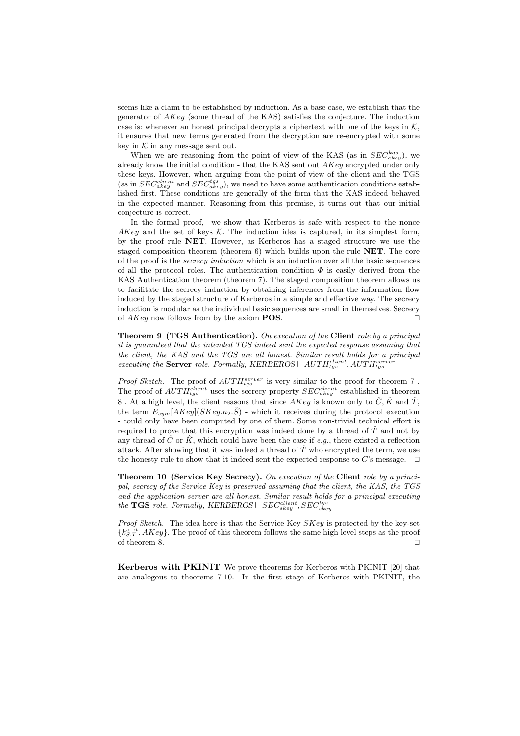seems like a claim to be established by induction. As a base case, we establish that the generator of $AKey$ (some thread of the KAS) satisfies the conjecture. The induction case is: whenever an honest principal decrypts a ciphertext with one of the keys in $\mathcal{K}$, it ensures that new terms generated from the decryption are re-encrypted with some key in $\mathcal{K}$ in any message sent out.

When we are reasoning from the point of view of the KAS (as in $SEC_{akey}^{kas}$), we already know the initial condition - that the KAS sent out $AKey$ encrypted under only these keys. However, when arguing from the point of view of the client and the TGS (as in $SEC_{akey}^{client}$ and $SEC_{akey}^{tgs}$), we need to have some authentication conditions established first. These conditions are generally of the form that the KAS indeed behaved in the expected manner. Reasoning from this premise, it turns out that our initial conjecture is correct.

In the formal proof, we show that Kerberos is safe with respect to the nonce $AKey$ and the set of keys $\mathcal{K}$. The induction idea is captured, in its simplest form, by the proof rule **NET**. However, as Kerberos has a staged structure we use the staged composition theorem (theorem 6) which builds upon the rule **NET**. The core of the proof is the *secrecy induction* which is an induction over all the basic sequences of all the protocol roles. The authentication condition $\Phi$ is easily derived from the KAS Authentication theorem (theorem 7). The staged composition theorem allows us to facilitate the secrecy induction by obtaining inferences from the information flow induced by the staged structure of Kerberos in a simple and effective way. The secrecy induction is modular as the individual basic sequences are small in themselves. Secrecy of $AKey$ now follows from by the axiom **POS**. ⊓⊔

**Theorem 9 (TGS Authentication).** *On execution of the* **Client** *role by a principal it is guaranteed that the intended TGS indeed sent the expected response assuming that the client, the KAS and the TGS are all honest. Similar result holds for a principal executing the* **Server** *role. Formally,* $KERBEROS \vdash AUTH_{tgs}^{client}, AUTH_{tgs}^{server}$

*Proof Sketch.* The proof of $AUTH_{tgs}^{server}$ is very similar to the proof for theorem 7 . The proof of $AUTH_{tgs}^{client}$ uses the secrecy property $SEC_{akey}^{client}$ established in theorem 8 . At a high level, the client reasons that since $AKey$ is known only to $\hat{C}, \hat{K}$ and $\hat{T}$, the term $E_{sym}[AKey](SKey.n_2.\hat{S})$ - which it receives during the protocol execution - could only have been computed by one of them. Some non-trivial technical effort is required to prove that this encryption was indeed done by a thread of $\hat{T}$ and not by any thread of $\hat{C}$ or $\hat{K}$, which could have been the case if *e.g.*, there existed a reflection attack. After showing that it was indeed a thread of $\hat{T}$ who encrypted the term, we use the honesty rule to show that it indeed sent the expected response to $C$'s message. ⊓⊔

**Theorem 10 (Service Key Secrecy).** *On execution of the* **Client** *role by a principal, secrecy of the Service Key is preserved assuming that the client, the KAS, the TGS and the application server are all honest. Similar result holds for a principal executing the* **TGS** *role. Formally,* $KERBEROS \vdash SEC_{skey}^{client}, SEC_{skey}^{tgs}$

*Proof Sketch.* The idea here is that the Service Key $SKey$ is protected by the key-set $\{k_{S,T}^{s \to t}, AKey\}$. The proof of this theorem follows the same high level steps as the proof of theorem 8. ⊓⊔

**Kerberos with PKINIT** We prove theorems for Kerberos with PKINIT [20] that are analogous to theorems 7-10. In the first stage of Kerberos with PKINIT, the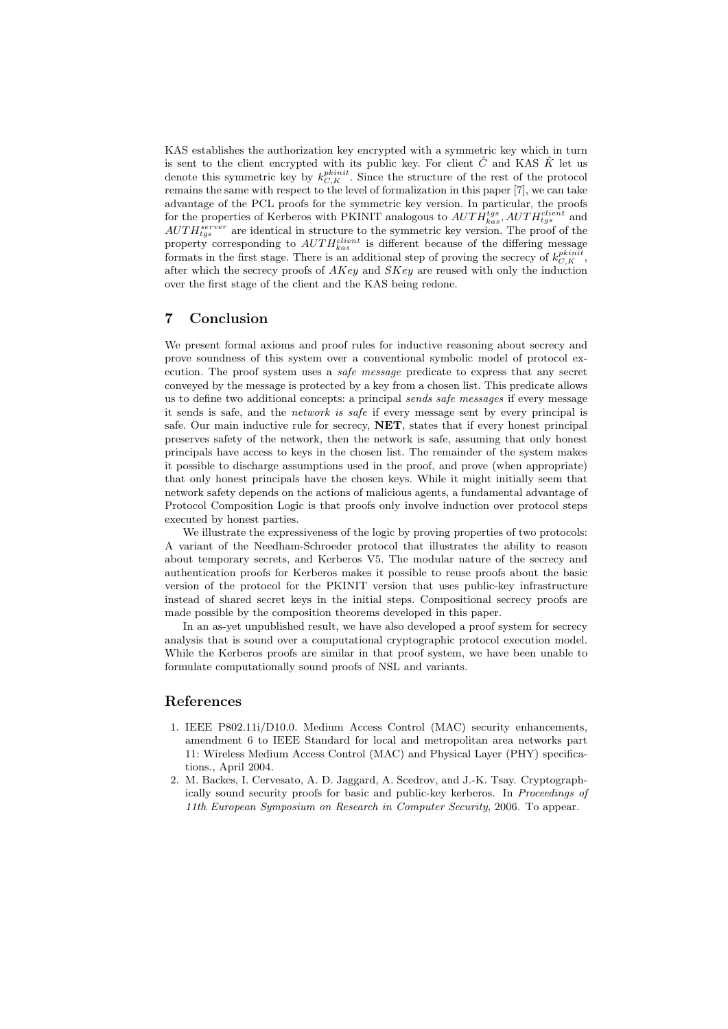KAS establishes the authorization key encrypted with a symmetric key which in turn is sent to the client encrypted with its public key. For client $\hat{C}$ and KAS $\hat{K}$ let us denote this symmetric key by $k_{C,K}^{pkinit}$. Since the structure of the rest of the protocol remains the same with respect to the level of formalization in this paper [7], we can take advantage of the PCL proofs for the symmetric key version. In particular, the proofs for the properties of Kerberos with PKINIT analogous to $AUTH_{kas}^{tgs}$, $AUTH_{tgs}^{client}$ and $AUTH_{tgs}^{server}$ are identical in structure to the symmetric key version. The proof of the property corresponding to $AUTH_{kas}^{client}$ is different because of the differing message formats in the first stage. There is an additional step of proving the secrecy of $k_{C,K}^{pkinit}$, after which the secrecy proofs of $AKey$ and $SKey$ are reused with only the induction over the first stage of the client and the KAS being redone.

## 7 Conclusion

We present formal axioms and proof rules for inductive reasoning about secrecy and prove soundness of this system over a conventional symbolic model of protocol execution. The proof system uses a *safe message* predicate to express that any secret conveyed by the message is protected by a key from a chosen list. This predicate allows us to define two additional concepts: a principal *sends safe messages* if every message it sends is safe, and the *network is safe* if every message sent by every principal is safe. Our main inductive rule for secrecy, **NET**, states that if every honest principal preserves safety of the network, then the network is safe, assuming that only honest principals have access to keys in the chosen list. The remainder of the system makes it possible to discharge assumptions used in the proof, and prove (when appropriate) that only honest principals have the chosen keys. While it might initially seem that network safety depends on the actions of malicious agents, a fundamental advantage of Protocol Composition Logic is that proofs only involve induction over protocol steps executed by honest parties.

We illustrate the expressiveness of the logic by proving properties of two protocols: A variant of the Needham-Schroeder protocol that illustrates the ability to reason about temporary secrets, and Kerberos V5. The modular nature of the secrecy and authentication proofs for Kerberos makes it possible to reuse proofs about the basic version of the protocol for the PKINIT version that uses public-key infrastructure instead of shared secret keys in the initial steps. Compositional secrecy proofs are made possible by the composition theorems developed in this paper.

In an as-yet unpublished result, we have also developed a proof system for secrecy analysis that is sound over a computational cryptographic protocol execution model. While the Kerberos proofs are similar in that proof system, we have been unable to formulate computationally sound proofs of NSL and variants.

## References

1. IEEE P802.11i/D10.0. Medium Access Control (MAC) security enhancements, amendment 6 to IEEE Standard for local and metropolitan area networks part 11: Wireless Medium Access Control (MAC) and Physical Layer (PHY) specifications., April 2004.
2. M. Backes, I. Cervesato, A. D. Jaggard, A. Scedrov, and J.-K. Tsay. Cryptographically sound security proofs for basic and public-key kerberos. In *Proceedings of 11th European Symposium on Research in Computer Security*, 2006. To appear.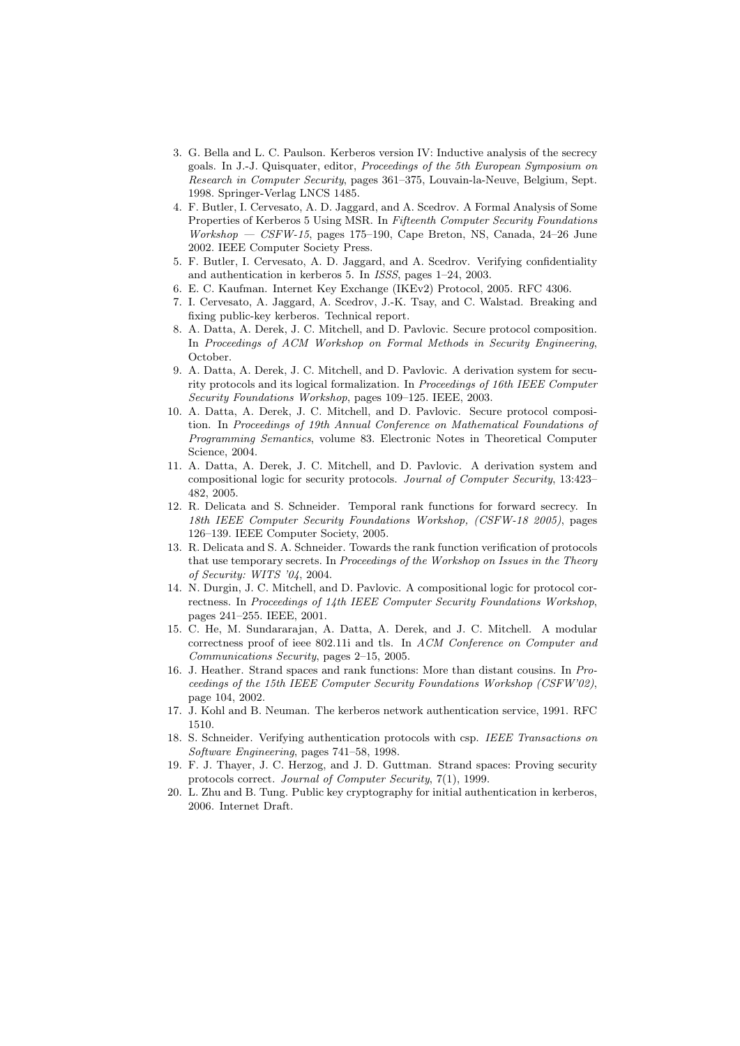3. G. Bella and L. C. Paulson. Kerberos version IV: Inductive analysis of the secrecy goals. In J.-J. Quisquater, editor, *Proceedings of the 5th European Symposium on Research in Computer Security*, pages 361–375, Louvain-la-Neuve, Belgium, Sept. 1998. Springer-Verlag LNCS 1485.
4. F. Butler, I. Cervesato, A. D. Jaggard, and A. Scedrov. A Formal Analysis of Some Properties of Kerberos 5 Using MSR. In *Fifteenth Computer Security Foundations Workshop — CSFW-15*, pages 175–190, Cape Breton, NS, Canada, 24–26 June 2002. IEEE Computer Society Press.
5. F. Butler, I. Cervesato, A. D. Jaggard, and A. Scedrov. Verifying confidentiality and authentication in kerberos 5. In *ISSS*, pages 1–24, 2003.
6. E. C. Kaufman. Internet Key Exchange (IKEv2) Protocol, 2005. RFC 4306.
7. I. Cervesato, A. Jaggard, A. Scedrov, J.-K. Tsay, and C. Walstad. Breaking and fixing public-key kerberos. Technical report.
8. A. Datta, A. Derek, J. C. Mitchell, and D. Pavlovic. Secure protocol composition. In *Proceedings of ACM Workshop on Formal Methods in Security Engineering*, October.
9. A. Datta, A. Derek, J. C. Mitchell, and D. Pavlovic. A derivation system for security protocols and its logical formalization. In *Proceedings of 16th IEEE Computer Security Foundations Workshop*, pages 109–125. IEEE, 2003.
10. A. Datta, A. Derek, J. C. Mitchell, and D. Pavlovic. Secure protocol composition. In *Proceedings of 19th Annual Conference on Mathematical Foundations of Programming Semantics*, volume 83. Electronic Notes in Theoretical Computer Science, 2004.
11. A. Datta, A. Derek, J. C. Mitchell, and D. Pavlovic. A derivation system and compositional logic for security protocols. *Journal of Computer Security*, 13:423–482, 2005.
12. R. Delicata and S. Schneider. Temporal rank functions for forward secrecy. In *18th IEEE Computer Security Foundations Workshop, (CSFW-18 2005)*, pages 126–139. IEEE Computer Society, 2005.
13. R. Delicata and S. A. Schneider. Towards the rank function verification of protocols that use temporary secrets. In *Proceedings of the Workshop on Issues in the Theory of Security: WITS '04*, 2004.
14. N. Durgin, J. C. Mitchell, and D. Pavlovic. A compositional logic for protocol correctness. In *Proceedings of 14th IEEE Computer Security Foundations Workshop*, pages 241–255. IEEE, 2001.
15. C. He, M. Sundararajan, A. Datta, A. Derek, and J. C. Mitchell. A modular correctness proof of ieee 802.11i and tls. In *ACM Conference on Computer and Communications Security*, pages 2–15, 2005.
16. J. Heather. Strand spaces and rank functions: More than distant cousins. In *Proceedings of the 15th IEEE Computer Security Foundations Workshop (CSFW'02)*, page 104, 2002.
17. J. Kohl and B. Neuman. The kerberos network authentication service, 1991. RFC 1510.
18. S. Schneider. Verifying authentication protocols with csp. *IEEE Transactions on Software Engineering*, pages 741–58, 1998.
19. F. J. Thayer, J. C. Herzog, and J. D. Guttman. Strand spaces: Proving security protocols correct. *Journal of Computer Security*, 7(1), 1999.
20. L. Zhu and B. Tung. Public key cryptography for initial authentication in kerberos, 2006. Internet Draft.